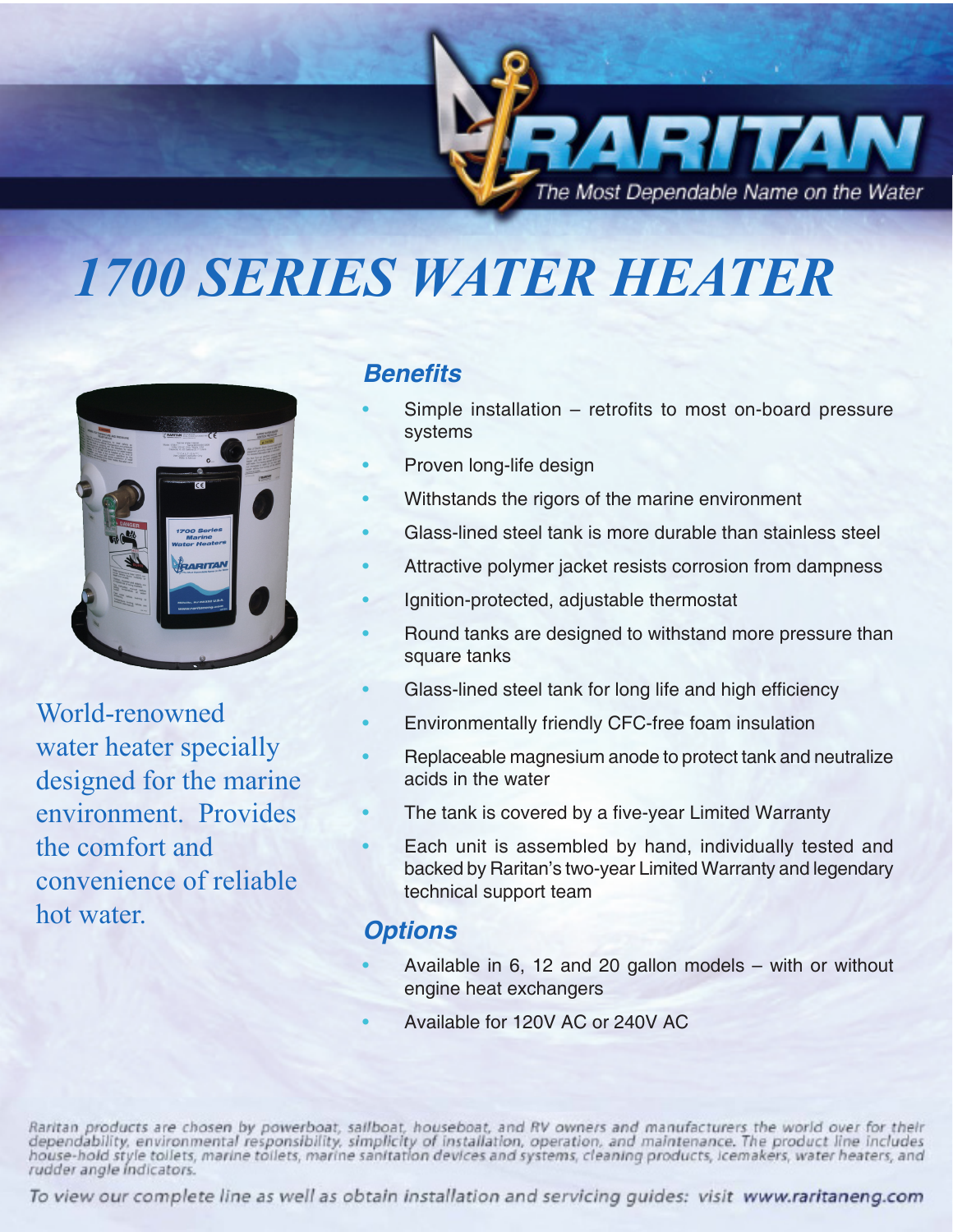RARITAN

The Most Dependable Name on the Water

# 1700 SERIES WATER HEATER

World-renowned water heater specially designed for the marine environment. Provides the comfort and convenience of reliable hot water.

## Benefits

- Simple installation – retrofits to most on-board pressure systems
- Proven long-life design
- Withstands the rigors of the marine environment
- Glass-lined steel tank is more durable than stainless steel
- Attractive polymer jacket resists corrosion from dampness
- Ignition-protected, adjustable thermostat
- Round tanks are designed to withstand more pressure than square tanks
- Glass-lined steel tank for long life and high efficiency
- Environmentally friendly CFC-free foam insulation
- Replaceable magnesium anode to protect tank and neutralize acids in the water
- The tank is covered by a five-year Limited Warranty
- Each unit is assembled by hand, individually tested and backed by Raritan's two-year Limited Warranty and legendary technical support team

## Options

- Available in 6, 12 and 20 gallon models – with or without engine heat exchangers
- Available for 120V AC or 240V AC

*Raritan products are chosen by powerboat, sailboat, houseboat, and RV owners and manufacturers the world over for their dependability, environmental responsibility, simplicity of installation, operation, and maintenance. The product line includes house-hold style toilets, marine toilets, marine sanitation devices and systems, cleaning products, icemakers, water heaters, and rudder angle indicators.*

*To view our complete line as well as obtain installation and servicing guides: visit* **www.raritaneng.com**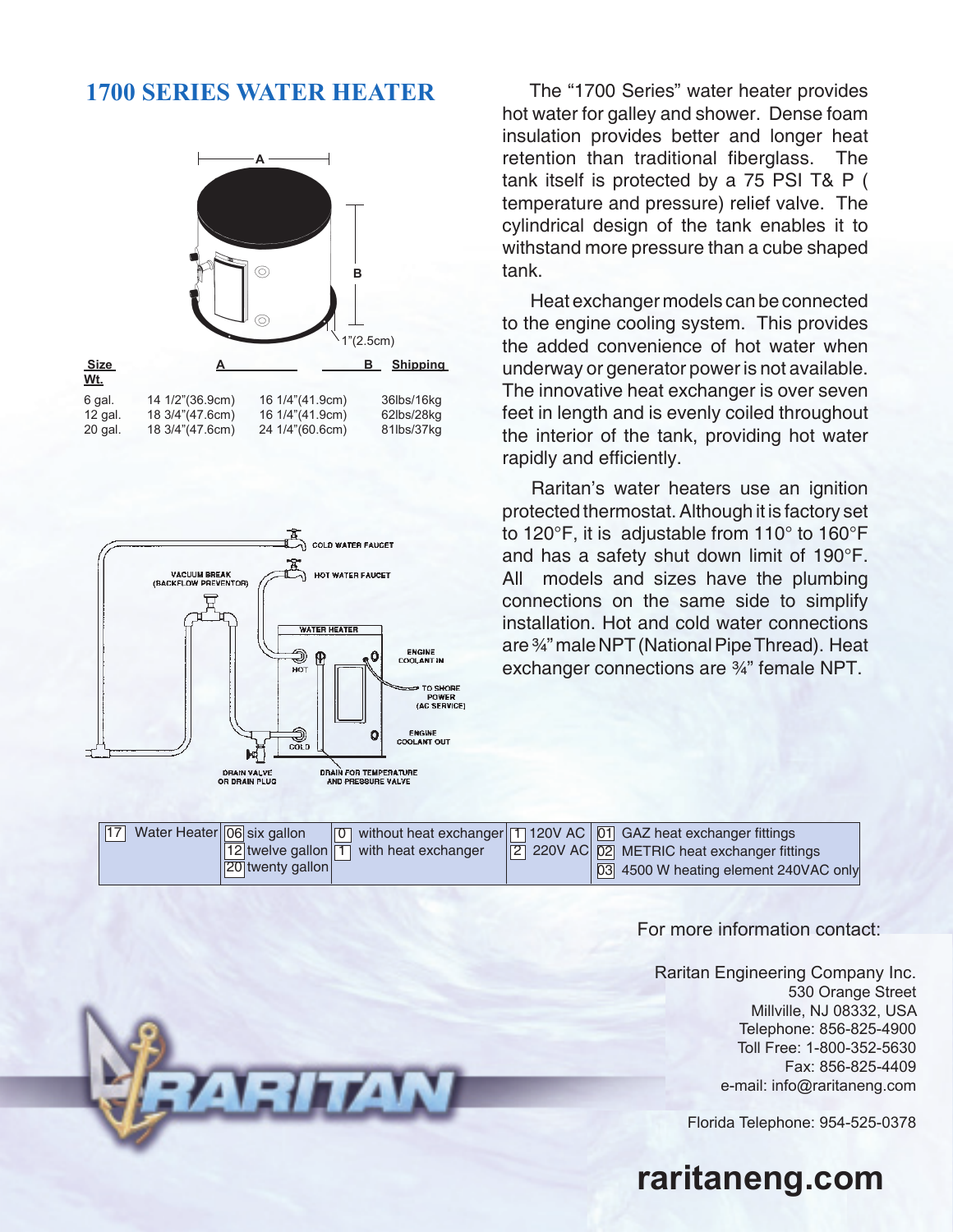## 1700 SERIES WATER HEATER

A

B

1"(2.5cm)

| Size | A | B | Shipping Wt. |
|---|---|---|---|
| 6 gal. | 14 1/2"(36.9cm) | 16 1/4"(41.9cm) | 36lbs/16kg |
| 12 gal. | 18 3/4"(47.6cm) | 16 1/4"(41.9cm) | 62lbs/28kg |
| 20 gal. | 18 3/4"(47.6cm) | 24 1/4"(60.6cm) | 81lbs/37kg |

COLD WATER FAUCET
VACUUM BREAK (BACKFLOW PREVENTOR)
HOT WATER FAUCET
WATER HEATER
HOT
ENGINE COOLANT IN
TO SHORE POWER (AC SERVICE)
COLD
ENGINE COOLANT OUT
DRAIN VALVE OR DRAIN PLUG
DRAIN FOR TEMPERATURE AND PRESSURE VALVE

The "1700 Series" water heater provides hot water for galley and shower. Dense foam insulation provides better and longer heat retention than traditional fiberglass. The tank itself is protected by a 75 PSI T& P ( temperature and pressure) relief valve. The cylindrical design of the tank enables it to withstand more pressure than a cube shaped tank.

Heat exchanger models can be connected to the engine cooling system. This provides the added convenience of hot water when underway or generator power is not available. The innovative heat exchanger is over seven feet in length and is evenly coiled throughout the interior of the tank, providing hot water rapidly and efficiently.

Raritan's water heaters use an ignition protected thermostat. Although it is factory set to 120°F, it is adjustable from 110° to 160°F and has a safety shut down limit of 190°F. All models and sizes have the plumbing connections on the same side to simplify installation. Hot and cold water connections are ¾" male NPT (National Pipe Thread). Heat exchanger connections are ¾" female NPT.

| | | | | |
|---|---|---|---|---|
| 17 Water Heater | 06 six gallon | 0 without heat exchanger | 1 120V AC | 01 GAZ heat exchanger fittings |
| | 12 twelve gallon | 1 with heat exchanger | 2 220V AC | 02 METRIC heat exchanger fittings |
| | 20 twenty gallon | | | 03 4500 W heating element 240VAC only |

For more information contact:

Raritan Engineering Company Inc.
530 Orange Street
Millville, NJ 08332, USA
Telephone: 856-825-4900
Toll Free: 1-800-352-5630
Fax: 856-825-4409
e-mail: info@raritaneng.com

Florida Telephone: 954-525-0378

RARITAN

**raritaneng.com**